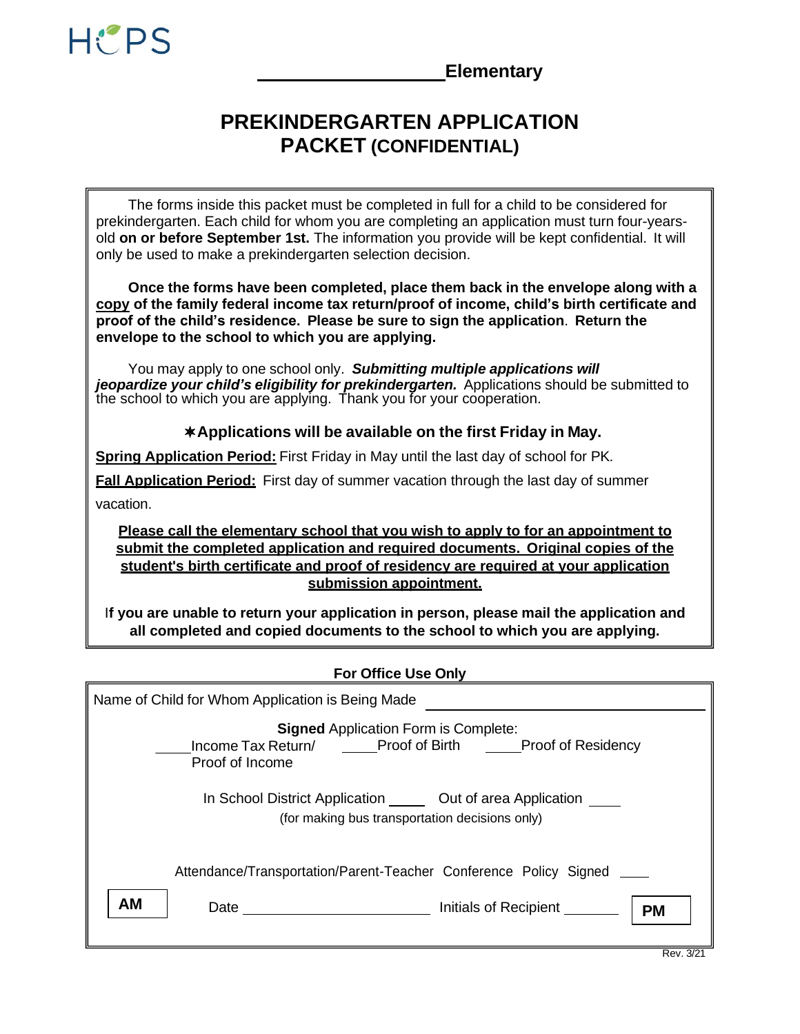HCPS

\_\_\_\_\_\_\_\_\_\_\_\_\_\_\_\_\_\_\_\_ **Elementary**

# PREKINDERGARTEN APPLICATION PACKET (CONFIDENTIAL)

The forms inside this packet must be completed in full for a child to be considered for prekindergarten. Each child for whom you are completing an application must turn four-years-old **on or before September 1st.** The information you provide will be kept confidential. It will only be used to make a prekindergarten selection decision.

**Once the forms have been completed, place them back in the envelope along with a <u>copy</u> of the family federal income tax return/proof of income, child's birth certificate and proof of the child's residence. Please be sure to sign the application. Return the envelope to the school to which you are applying.**

You may apply to one school only. ***Submitting multiple applications will jeopardize your child's eligibility for prekindergarten.*** Applications should be submitted to the school to which you are applying. Thank you for your cooperation.

**✱Applications will be available on the first Friday in May.**

**<u>Spring Application Period:</u>** First Friday in May until the last day of school for PK.

**<u>Fall Application Period:</u>** First day of summer vacation through the last day of summer vacation.

**<u>Please call the elementary school that you wish to apply to for an appointment to submit the completed application and required documents. Original copies of the student's birth certificate and proof of residency are required at your application submission appointment.</u>**

**If you are unable to return your application in person, please mail the application and all completed and copied documents to the school to which you are applying.**

**For Office Use Only**

Name of Child for Whom Application is Being Made \_\_\_\_\_\_\_\_\_\_\_\_\_\_\_\_\_\_\_\_\_\_\_\_\_\_\_\_\_\_

**Signed** Application Form is Complete:

\_\_\_\_ Income Tax Return/ Proof of Income    \_\_\_\_ Proof of Birth    \_\_\_\_ Proof of Residency

In School District Application \_\_\_\_    Out of area Application \_\_\_\_
(for making bus transportation decisions only)

Attendance/Transportation/Parent-Teacher Conference Policy Signed \_\_\_\_

**AM**    Date \_\_\_\_\_\_\_\_\_\_\_\_\_\_\_\_\_\_\_\_    Initials of Recipient \_\_\_\_\_\_\_    **PM**

Rev. 3/21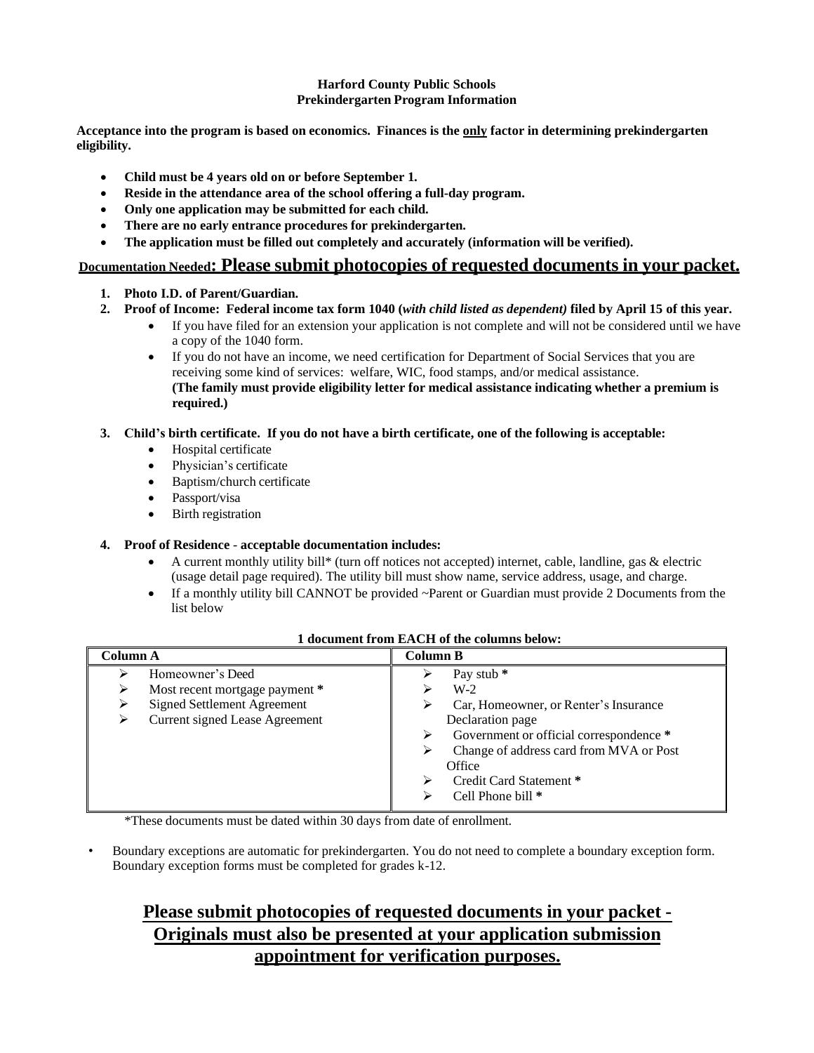**Harford County Public Schools**
**Prekindergarten Program Information**

**Acceptance into the program is based on economics. Finances is the <u>only</u> factor in determining prekindergarten eligibility.**

- **Child must be 4 years old on or before September 1.**
- **Reside in the attendance area of the school offering a full-day program.**
- **Only one application may be submitted for each child.**
- **There are no early entrance procedures for prekindergarten.**
- **The application must be filled out completely and accurately (information will be verified).**

## <u>Documentation Needed: Please submit photocopies of requested documents in your packet.</u>

1. **Photo I.D. of Parent/Guardian.**
2. **Proof of Income: Federal income tax form 1040 (*with child listed as dependent*) filed by April 15 of this year.**
   - If you have filed for an extension your application is not complete and will not be considered until we have a copy of the 1040 form.
   - If you do not have an income, we need certification for Department of Social Services that you are receiving some kind of services: welfare, WIC, food stamps, and/or medical assistance. **(The family must provide eligibility letter for medical assistance indicating whether a premium is required.)**
3. **Child's birth certificate. If you do not have a birth certificate, one of the following is acceptable:**
   - Hospital certificate
   - Physician's certificate
   - Baptism/church certificate
   - Passport/visa
   - Birth registration
4. **Proof of Residence - acceptable documentation includes:**
   - A current monthly utility bill* (turn off notices not accepted) internet, cable, landline, gas & electric (usage detail page required). The utility bill must show name, service address, usage, and charge.
   - If a monthly utility bill CANNOT be provided ~Parent or Guardian must provide 2 Documents from the list below

**1 document from EACH of the columns below:**

| Column A | Column B |
|---|---|
| ➢ Homeowner's Deed<br>➢ Most recent mortgage payment **\***<br>➢ Signed Settlement Agreement<br>➢ Current signed Lease Agreement | ➢ Pay stub **\***<br>➢ W-2<br>➢ Car, Homeowner, or Renter's Insurance Declaration page<br>➢ Government or official correspondence **\***<br>➢ Change of address card from MVA or Post Office<br>➢ Credit Card Statement **\***<br>➢ Cell Phone bill **\*** |

*These documents must be dated within 30 days from date of enrollment.

- Boundary exceptions are automatic for prekindergarten. You do not need to complete a boundary exception form. Boundary exception forms must be completed for grades k-12.

## <u>Please submit photocopies of requested documents in your packet - Originals must also be presented at your application submission appointment for verification purposes.</u>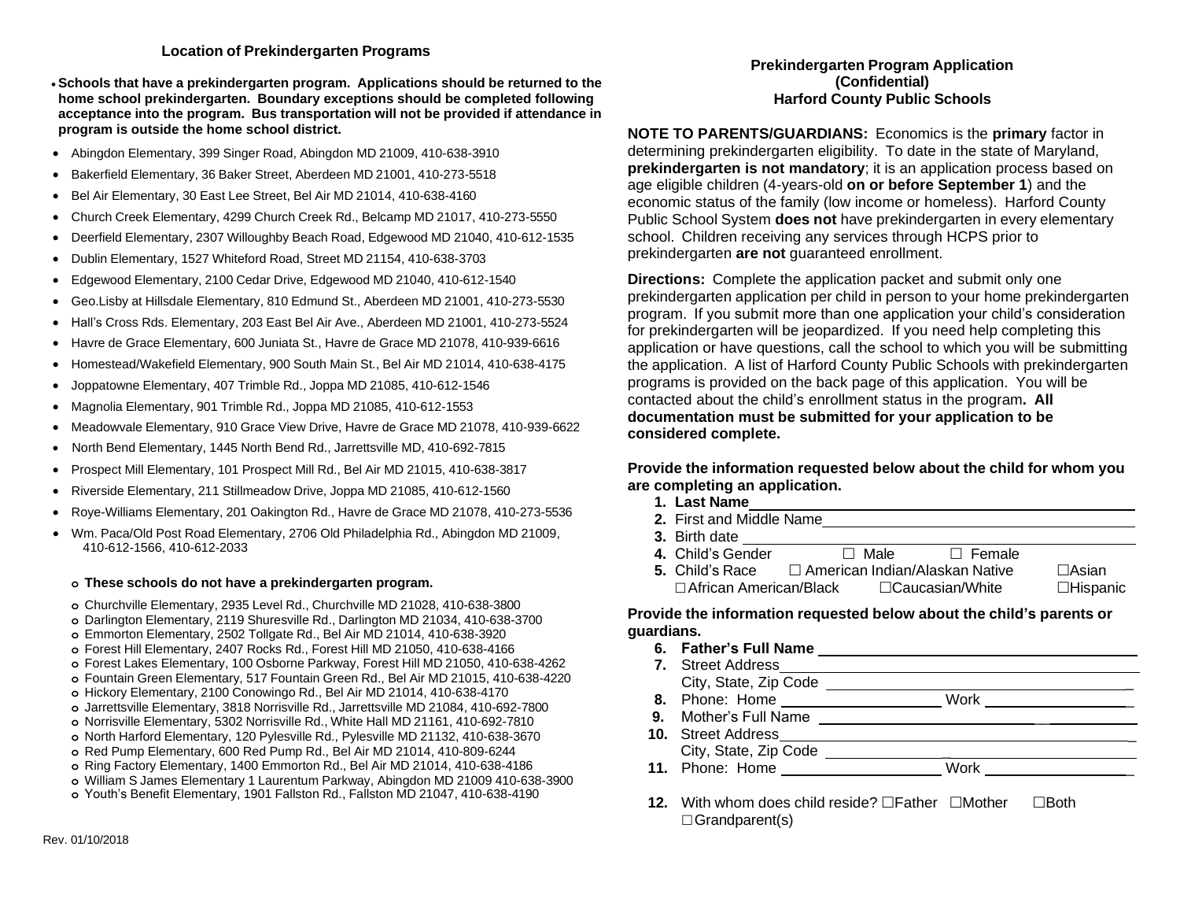## Location of Prekindergarten Programs

- **Schools that have a prekindergarten program. Applications should be returned to the home school prekindergarten. Boundary exceptions should be completed following acceptance into the program. Bus transportation will not be provided if attendance in program is outside the home school district.**

- Abingdon Elementary, 399 Singer Road, Abingdon MD 21009, 410-638-3910
- Bakerfield Elementary, 36 Baker Street, Aberdeen MD 21001, 410-273-5518
- Bel Air Elementary, 30 East Lee Street, Bel Air MD 21014, 410-638-4160
- Church Creek Elementary, 4299 Church Creek Rd., Belcamp MD 21017, 410-273-5550
- Deerfield Elementary, 2307 Willoughby Beach Road, Edgewood MD 21040, 410-612-1535
- Dublin Elementary, 1527 Whiteford Road, Street MD 21154, 410-638-3703
- Edgewood Elementary, 2100 Cedar Drive, Edgewood MD 21040, 410-612-1540
- Geo.Lisby at Hillsdale Elementary, 810 Edmund St., Aberdeen MD 21001, 410-273-5530
- Hall's Cross Rds. Elementary, 203 East Bel Air Ave., Aberdeen MD 21001, 410-273-5524
- Havre de Grace Elementary, 600 Juniata St., Havre de Grace MD 21078, 410-939-6616
- Homestead/Wakefield Elementary, 900 South Main St., Bel Air MD 21014, 410-638-4175
- Joppatowne Elementary, 407 Trimble Rd., Joppa MD 21085, 410-612-1546
- Magnolia Elementary, 901 Trimble Rd., Joppa MD 21085, 410-612-1553
- Meadowvale Elementary, 910 Grace View Drive, Havre de Grace MD 21078, 410-939-6622
- North Bend Elementary, 1445 North Bend Rd., Jarrettsville MD, 410-692-7815
- Prospect Mill Elementary, 101 Prospect Mill Rd., Bel Air MD 21015, 410-638-3817
- Riverside Elementary, 211 Stillmeadow Drive, Joppa MD 21085, 410-612-1560
- Roye-Williams Elementary, 201 Oakington Rd., Havre de Grace MD 21078, 410-273-5536
- Wm. Paca/Old Post Road Elementary, 2706 Old Philadelphia Rd., Abingdon MD 21009, 410-612-1566, 410-612-2033

- **These schools do not have a prekindergarten program.**

- Churchville Elementary, 2935 Level Rd., Churchville MD 21028, 410-638-3800
- Darlington Elementary, 2119 Shuresville Rd., Darlington MD 21034, 410-638-3700
- Emmorton Elementary, 2502 Tollgate Rd., Bel Air MD 21014, 410-638-3920
- Forest Hill Elementary, 2407 Rocks Rd., Forest Hill MD 21050, 410-638-4166
- Forest Lakes Elementary, 100 Osborne Parkway, Forest Hill MD 21050, 410-638-4262
- Fountain Green Elementary, 517 Fountain Green Rd., Bel Air MD 21015, 410-638-4220
- Hickory Elementary, 2100 Conowingo Rd., Bel Air MD 21014, 410-638-4170
- Jarrettsville Elementary, 3818 Norrisville Rd., Jarrettsville MD 21084, 410-692-7800
- Norrisville Elementary, 5302 Norrisville Rd., White Hall MD 21161, 410-692-7810
- North Harford Elementary, 120 Pylesville Rd., Pylesville MD 21132, 410-638-3670
- Red Pump Elementary, 600 Red Pump Rd., Bel Air MD 21014, 410-809-6244
- Ring Factory Elementary, 1400 Emmorton Rd., Bel Air MD 21014, 410-638-4186
- William S James Elementary 1 Laurentum Parkway, Abingdon MD 21009 410-638-3900
- Youth's Benefit Elementary, 1901 Fallston Rd., Fallston MD 21047, 410-638-4190

Rev. 01/10/2018

## Prekindergarten Program Application (Confidential) Harford County Public Schools

**NOTE TO PARENTS/GUARDIANS:** Economics is the **primary** factor in determining prekindergarten eligibility. To date in the state of Maryland, **prekindergarten is not mandatory**; it is an application process based on age eligible children (4-years-old **on or before September 1**) and the economic status of the family (low income or homeless). Harford County Public School System **does not** have prekindergarten in every elementary school. Children receiving any services through HCPS prior to prekindergarten **are not** guaranteed enrollment.

**Directions:** Complete the application packet and submit only one prekindergarten application per child in person to your home prekindergarten program. If you submit more than one application your child's consideration for prekindergarten will be jeopardized. If you need help completing this application or have questions, call the school to which you will be submitting the application. A list of Harford County Public Schools with prekindergarten programs is provided on the back page of this application. You will be contacted about the child's enrollment status in the program**. All documentation must be submitted for your application to be considered complete.**

**Provide the information requested below about the child for whom you are completing an application.**

1. **Last Name** ______________________________
2. First and Middle Name ______________________________
3. Birth date ______________________________
4. Child's Gender ☐ Male ☐ Female
5. Child's Race ☐ American Indian/Alaskan Native ☐Asian ☐African American/Black ☐Caucasian/White ☐Hispanic

**Provide the information requested below about the child's parents or guardians.**

6. **Father's Full Name** ______________________________
7. Street Address ______________________________
   City, State, Zip Code ______________________________
8. Phone: Home ______________ Work ______________
9. Mother's Full Name ______________________________
10. Street Address ______________________________
    City, State, Zip Code ______________________________
11. Phone: Home ______________ Work ______________
12. With whom does child reside? ☐Father ☐Mother ☐Both ☐Grandparent(s)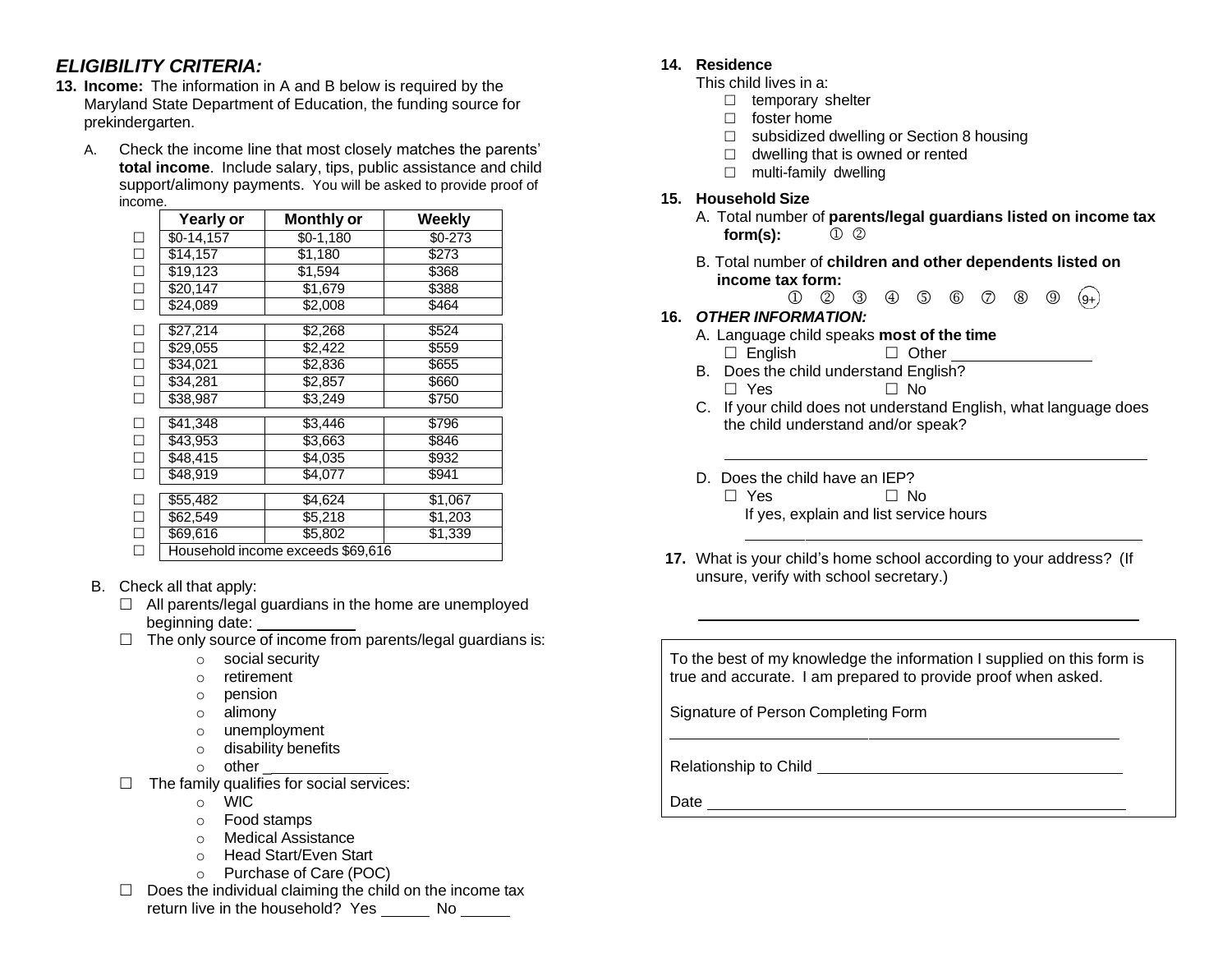## *ELIGIBILITY CRITERIA:*

**13. Income:** The information in A and B below is required by the Maryland State Department of Education, the funding source for prekindergarten.

A. Check the income line that most closely matches the parents' **total income**. Include salary, tips, public assistance and child support/alimony payments. You will be asked to provide proof of income.

| | Yearly or | Monthly or | Weekly |
|---|---|---|---|
| ☐ | $0-14,157 | $0-1,180 | $0-273 |
| ☐ | $14,157 | $1,180 | $273 |
| ☐ | $19,123 | $1,594 | $368 |
| ☐ | $20,147 | $1,679 | $388 |
| ☐ | $24,089 | $2,008 | $464 |
| ☐ | $27,214 | $2,268 | $524 |
| ☐ | $29,055 | $2,422 | $559 |
| ☐ | $34,021 | $2,836 | $655 |
| ☐ | $34,281 | $2,857 | $660 |
| ☐ | $38,987 | $3,249 | $750 |
| ☐ | $41,348 | $3,446 | $796 |
| ☐ | $43,953 | $3,663 | $846 |
| ☐ | $48,415 | $4,035 | $932 |
| ☐ | $48,919 | $4,077 | $941 |
| ☐ | $55,482 | $4,624 | $1,067 |
| ☐ | $62,549 | $5,218 | $1,203 |
| ☐ | $69,616 | $5,802 | $1,339 |
| ☐ | Household income exceeds $69,616 | | |

B. Check all that apply:

☐ All parents/legal guardians in the home are unemployed beginning date: ___________

☐ The only source of income from parents/legal guardians is:
- social security
- retirement
- pension
- alimony
- unemployment
- disability benefits
- other _______________

☐ The family qualifies for social services:
- WIC
- Food stamps
- Medical Assistance
- Head Start/Even Start
- Purchase of Care (POC)

☐ Does the individual claiming the child on the income tax return live in the household? Yes ______ No ______

**14. Residence**

This child lives in a:

☐ temporary shelter
☐ foster home
☐ subsidized dwelling or Section 8 housing
☐ dwelling that is owned or rented
☐ multi-family dwelling

**15. Household Size**

A. Total number of **parents/legal guardians listed on income tax form(s):** ① ②

B. Total number of **children and other dependents listed on income tax form:**
① ② ③ ④ ⑤ ⑥ ⑦ ⑧ ⑨ (9+)

**16. *OTHER INFORMATION:***

A. Language child speaks **most of the time**
☐ English ☐ Other _________________

B. Does the child understand English?
☐ Yes ☐ No

C. If your child does not understand English, what language does the child understand and/or speak?

_______________________________________________

D. Does the child have an IEP?
☐ Yes ☐ No
If yes, explain and list service hours

_______________________________________________

**17.** What is your child's home school according to your address? (If unsure, verify with school secretary.)

_______________________________________________

To the best of my knowledge the information I supplied on this form is true and accurate. I am prepared to provide proof when asked.

Signature of Person Completing Form

_______________________________________________

Relationship to Child ___________________________________

Date _______________________________________________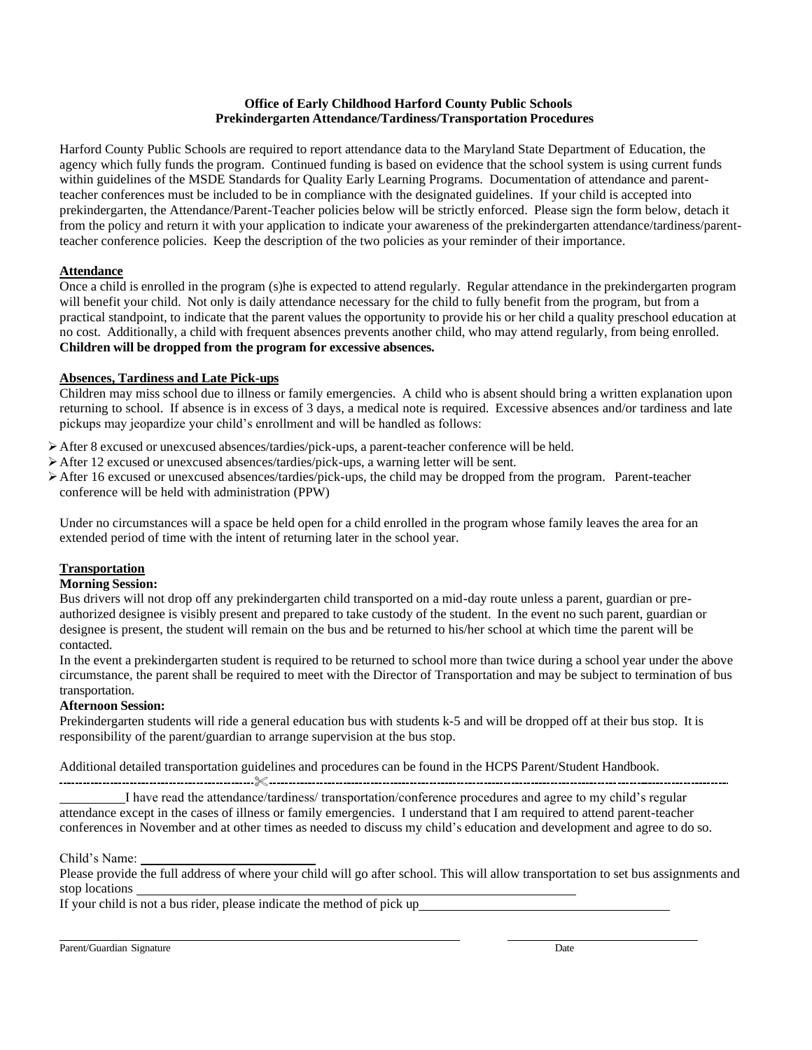**Office of Early Childhood Harford County Public Schools**
**Prekindergarten Attendance/Tardiness/Transportation Procedures**

Harford County Public Schools are required to report attendance data to the Maryland State Department of Education, the agency which fully funds the program. Continued funding is based on evidence that the school system is using current funds within guidelines of the MSDE Standards for Quality Early Learning Programs. Documentation of attendance and parent-teacher conferences must be included to be in compliance with the designated guidelines. If your child is accepted into prekindergarten, the Attendance/Parent-Teacher policies below will be strictly enforced. Please sign the form below, detach it from the policy and return it with your application to indicate your awareness of the prekindergarten attendance/tardiness/parent-teacher conference policies. Keep the description of the two policies as your reminder of their importance.

**Attendance**

Once a child is enrolled in the program (s)he is expected to attend regularly. Regular attendance in the prekindergarten program will benefit your child. Not only is daily attendance necessary for the child to fully benefit from the program, but from a practical standpoint, to indicate that the parent values the opportunity to provide his or her child a quality preschool education at no cost. Additionally, a child with frequent absences prevents another child, who may attend regularly, from being enrolled. **Children will be dropped from the program for excessive absences.**

**Absences, Tardiness and Late Pick-ups**

Children may miss school due to illness or family emergencies. A child who is absent should bring a written explanation upon returning to school. If absence is in excess of 3 days, a medical note is required. Excessive absences and/or tardiness and late pickups may jeopardize your child's enrollment and will be handled as follows:

- After 8 excused or unexcused absences/tardies/pick-ups, a parent-teacher conference will be held.
- After 12 excused or unexcused absences/tardies/pick-ups, a warning letter will be sent.
- After 16 excused or unexcused absences/tardies/pick-ups, the child may be dropped from the program. Parent-teacher conference will be held with administration (PPW)

Under no circumstances will a space be held open for a child enrolled in the program whose family leaves the area for an extended period of time with the intent of returning later in the school year.

**Transportation**

**Morning Session:**

Bus drivers will not drop off any prekindergarten child transported on a mid-day route unless a parent, guardian or pre-authorized designee is visibly present and prepared to take custody of the student. In the event no such parent, guardian or designee is present, the student will remain on the bus and be returned to his/her school at which time the parent will be contacted.

In the event a prekindergarten student is required to be returned to school more than twice during a school year under the above circumstance, the parent shall be required to meet with the Director of Transportation and may be subject to termination of bus transportation.

**Afternoon Session:**

Prekindergarten students will ride a general education bus with students k-5 and will be dropped off at their bus stop. It is responsibility of the parent/guardian to arrange supervision at the bus stop.

Additional detailed transportation guidelines and procedures can be found in the HCPS Parent/Student Handbook.

---

__________I have read the attendance/tardiness/ transportation/conference procedures and agree to my child's regular attendance except in the cases of illness or family emergencies. I understand that I am required to attend parent-teacher conferences in November and at other times as needed to discuss my child's education and development and agree to do so.

Child's Name: ______________________

Please provide the full address of where your child will go after school. This will allow transportation to set bus assignments and stop locations ____________________________________________

If your child is not a bus rider, please indicate the method of pick up______________________________

_______________________________________ ______________________

Parent/Guardian Signature Date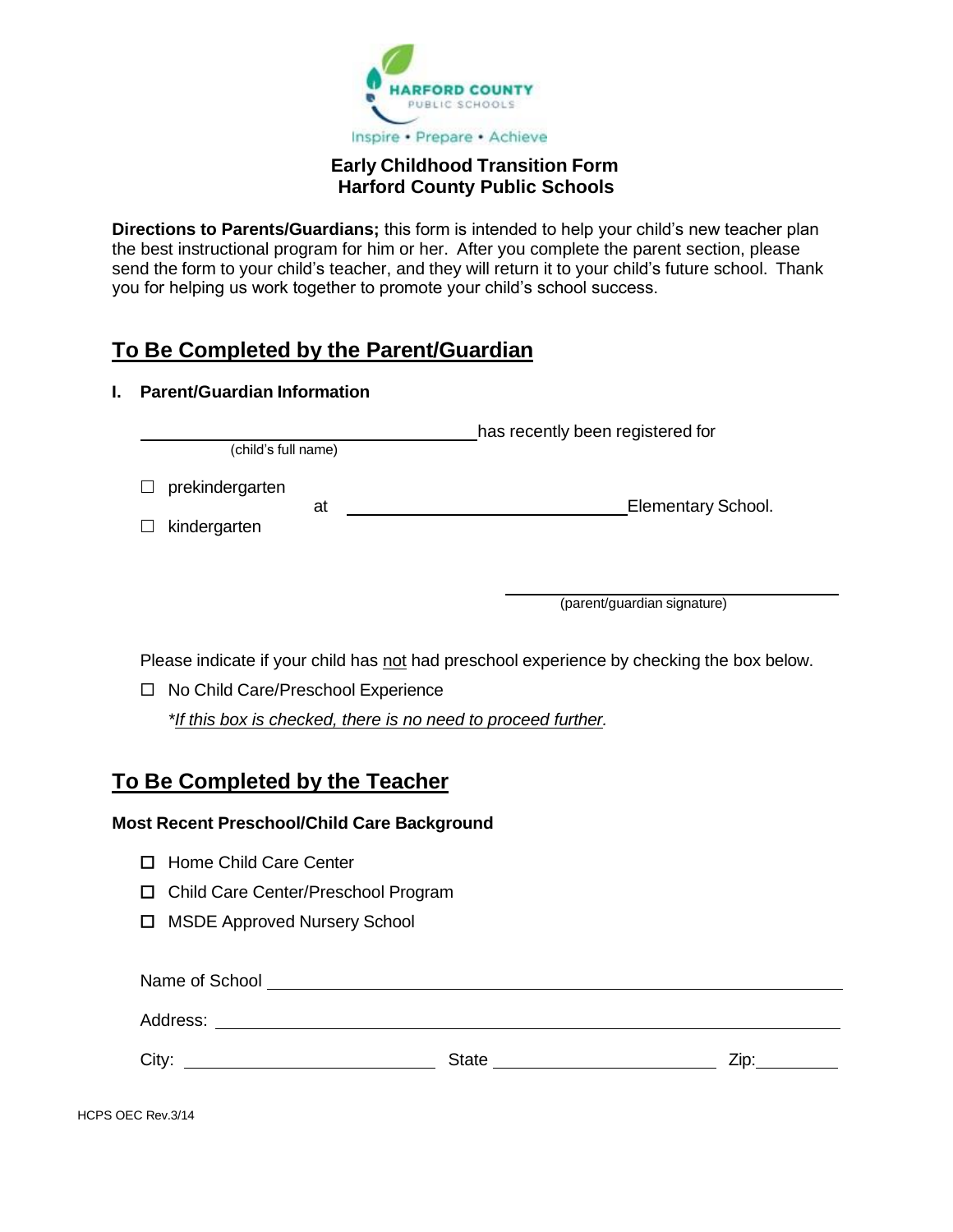Inspire • Prepare • Achieve

# Early Childhood Transition Form
# Harford County Public Schools

**Directions to Parents/Guardians;** this form is intended to help your child's new teacher plan the best instructional program for him or her. After you complete the parent section, please send the form to your child's teacher, and they will return it to your child's future school. Thank you for helping us work together to promote your child's school success.

## To Be Completed by the Parent/Guardian

**I. Parent/Guardian Information**

______________________________ has recently been registered for
(child's full name)

☐ prekindergarten
at ______________________________ Elementary School.
☐ kindergarten

______________________________
(parent/guardian signature)

Please indicate if your child has not had preschool experience by checking the box below.

☐ No Child Care/Preschool Experience

*\*If this box is checked, there is no need to proceed further.*

## To Be Completed by the Teacher

**Most Recent Preschool/Child Care Background**

☐ Home Child Care Center

☐ Child Care Center/Preschool Program

☐ MSDE Approved Nursery School

Name of School ______________________________

Address: ______________________________

City: ______________ State ______________ Zip: __________

HCPS OEC Rev.3/14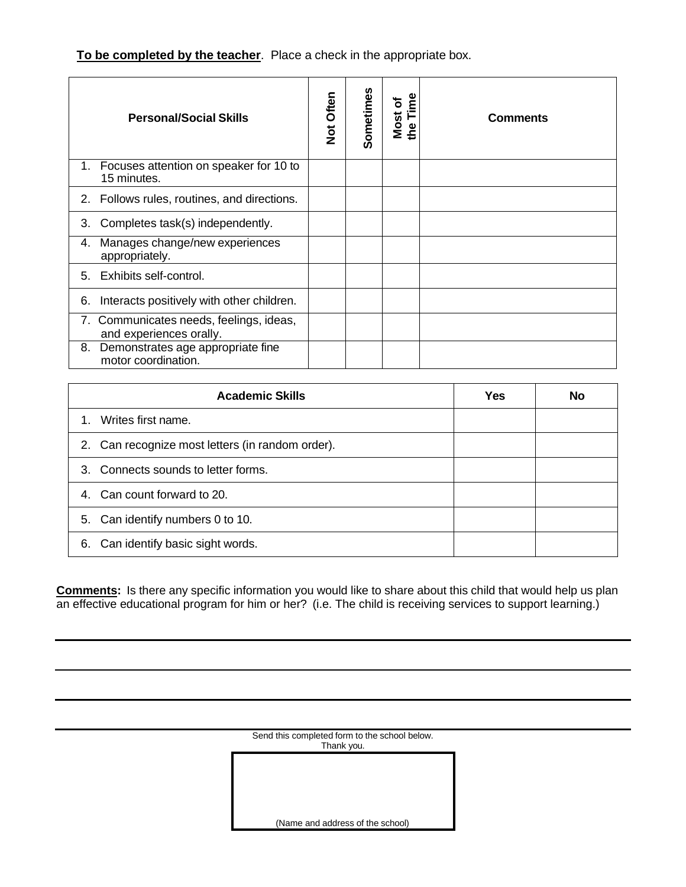**To be completed by the teacher**. Place a check in the appropriate box.

| Personal/Social Skills | Not Often | Sometimes | Most of the Time | Comments |
|---|---|---|---|---|
| 1. Focuses attention on speaker for 10 to 15 minutes. | | | | |
| 2. Follows rules, routines, and directions. | | | | |
| 3. Completes task(s) independently. | | | | |
| 4. Manages change/new experiences appropriately. | | | | |
| 5. Exhibits self-control. | | | | |
| 6. Interacts positively with other children. | | | | |
| 7. Communicates needs, feelings, ideas, and experiences orally. | | | | |
| 8. Demonstrates age appropriate fine motor coordination. | | | | |

| Academic Skills | Yes | No |
|---|---|---|
| 1. Writes first name. | | |
| 2. Can recognize most letters (in random order). | | |
| 3. Connects sounds to letter forms. | | |
| 4. Can count forward to 20. | | |
| 5. Can identify numbers 0 to 10. | | |
| 6. Can identify basic sight words. | | |

**Comments:** Is there any specific information you would like to share about this child that would help us plan an effective educational program for him or her? (i.e. The child is receiving services to support learning.)

\_\_\_\_\_\_\_\_\_\_\_\_\_\_\_\_\_\_\_\_\_\_\_\_\_\_\_\_\_\_\_\_\_\_\_\_\_\_\_\_\_\_\_\_\_\_\_\_\_\_\_\_\_\_\_\_\_\_\_\_\_\_\_\_\_\_\_\_\_\_\_\_\_\_\_\_\_\_

\_\_\_\_\_\_\_\_\_\_\_\_\_\_\_\_\_\_\_\_\_\_\_\_\_\_\_\_\_\_\_\_\_\_\_\_\_\_\_\_\_\_\_\_\_\_\_\_\_\_\_\_\_\_\_\_\_\_\_\_\_\_\_\_\_\_\_\_\_\_\_\_\_\_\_\_\_\_

\_\_\_\_\_\_\_\_\_\_\_\_\_\_\_\_\_\_\_\_\_\_\_\_\_\_\_\_\_\_\_\_\_\_\_\_\_\_\_\_\_\_\_\_\_\_\_\_\_\_\_\_\_\_\_\_\_\_\_\_\_\_\_\_\_\_\_\_\_\_\_\_\_\_\_\_\_\_

\_\_\_\_\_\_\_\_\_\_\_\_\_\_\_\_\_\_\_\_\_\_\_\_\_\_\_\_\_\_\_\_\_\_\_\_\_\_\_\_\_\_\_\_\_\_\_\_\_\_\_\_\_\_\_\_\_\_\_\_\_\_\_\_\_\_\_\_\_\_\_\_\_\_\_\_\_\_

Send this completed form to the school below.
Thank you.

| |
|---|
| (Name and address of the school) |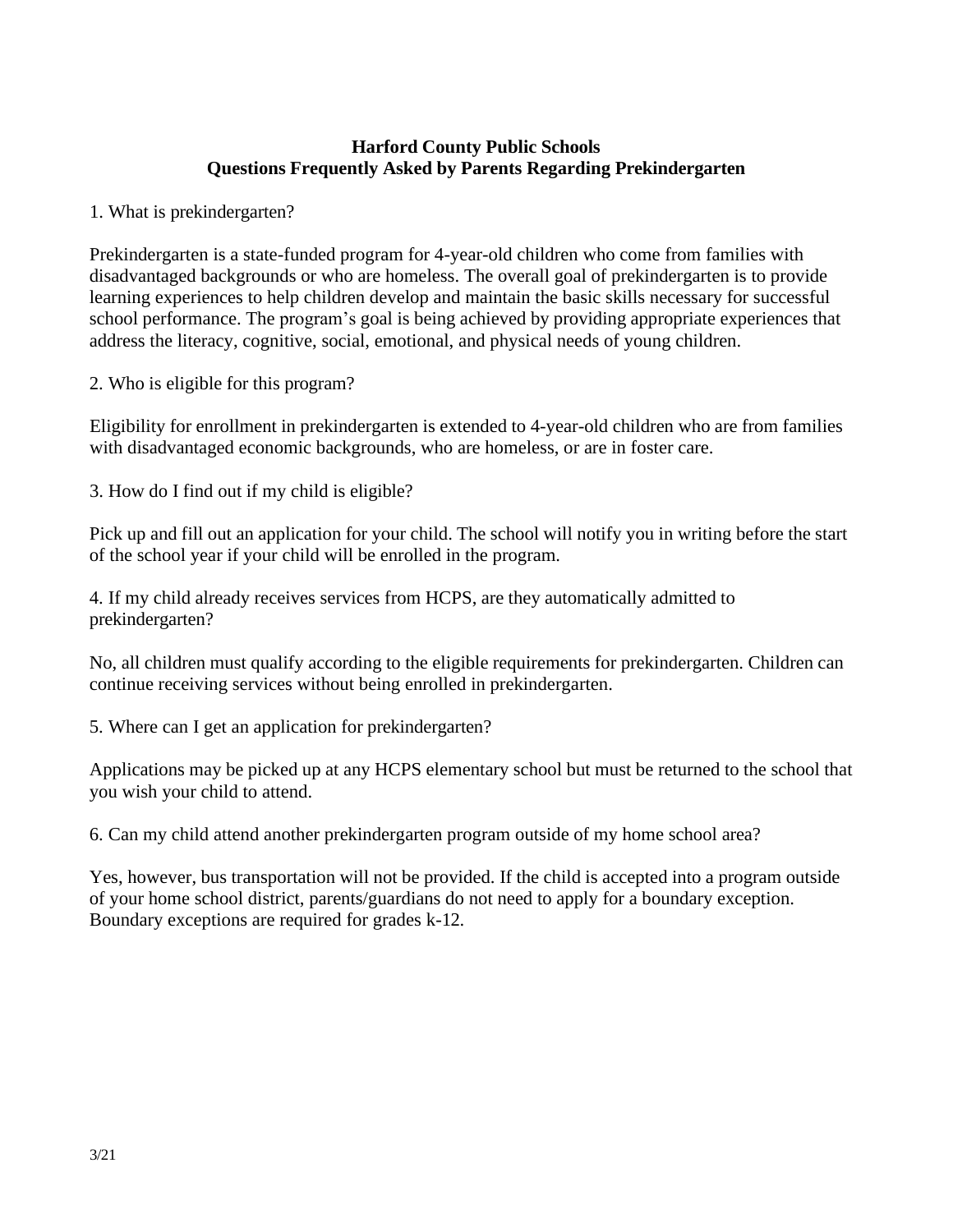**Harford County Public Schools**
**Questions Frequently Asked by Parents Regarding Prekindergarten**

1. What is prekindergarten?

Prekindergarten is a state-funded program for 4-year-old children who come from families with disadvantaged backgrounds or who are homeless. The overall goal of prekindergarten is to provide learning experiences to help children develop and maintain the basic skills necessary for successful school performance. The program's goal is being achieved by providing appropriate experiences that address the literacy, cognitive, social, emotional, and physical needs of young children.

2. Who is eligible for this program?

Eligibility for enrollment in prekindergarten is extended to 4-year-old children who are from families with disadvantaged economic backgrounds, who are homeless, or are in foster care.

3. How do I find out if my child is eligible?

Pick up and fill out an application for your child. The school will notify you in writing before the start of the school year if your child will be enrolled in the program.

4. If my child already receives services from HCPS, are they automatically admitted to prekindergarten?

No, all children must qualify according to the eligible requirements for prekindergarten. Children can continue receiving services without being enrolled in prekindergarten.

5. Where can I get an application for prekindergarten?

Applications may be picked up at any HCPS elementary school but must be returned to the school that you wish your child to attend.

6. Can my child attend another prekindergarten program outside of my home school area?

Yes, however, bus transportation will not be provided. If the child is accepted into a program outside of your home school district, parents/guardians do not need to apply for a boundary exception. Boundary exceptions are required for grades k-12.

3/21